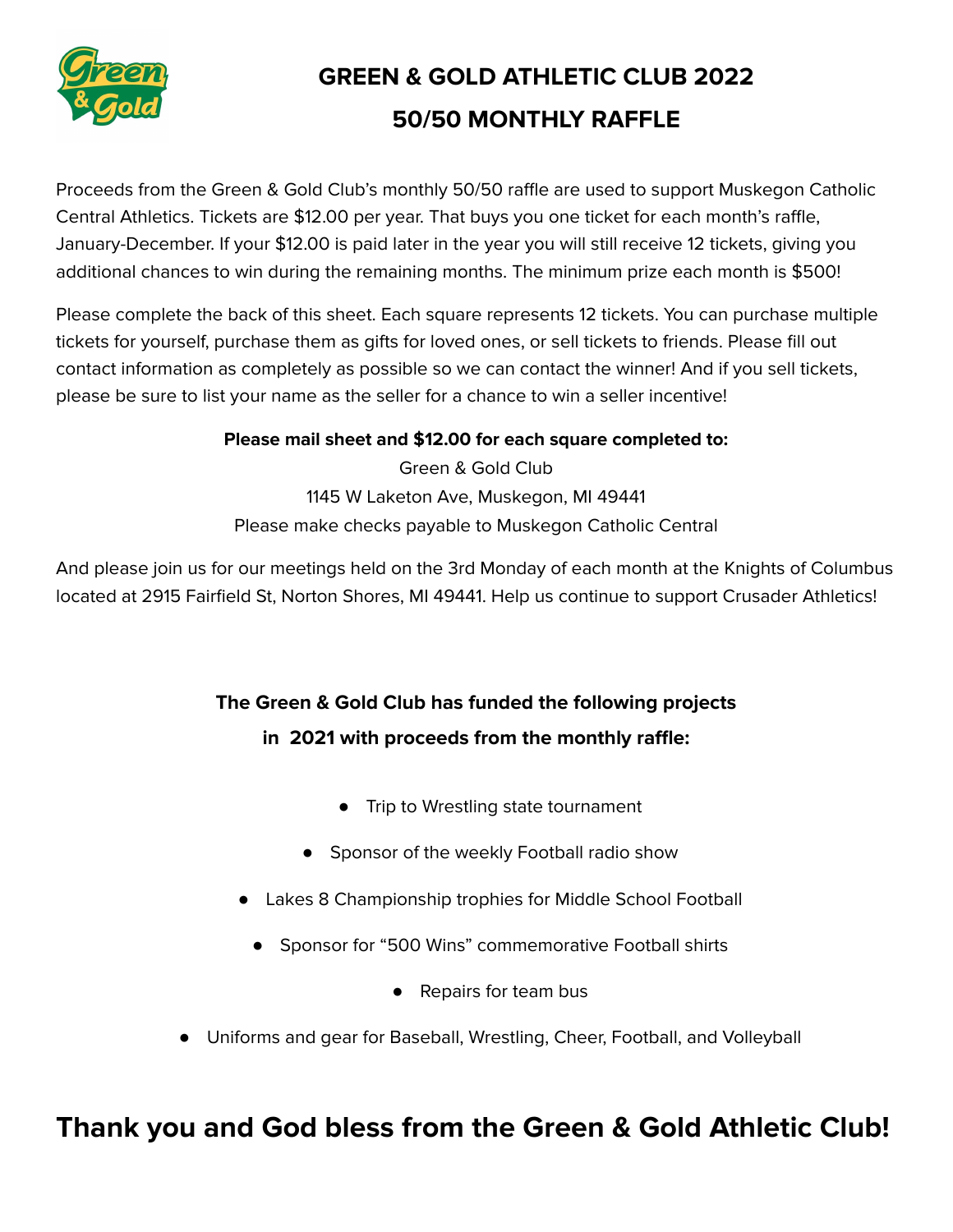# GREEN & GOLD ATHLETIC CLUB 2022
# 50/50 MONTHLY RAFFLE

Proceeds from the Green & Gold Club's monthly 50/50 raffle are used to support Muskegon Catholic Central Athletics. Tickets are $12.00 per year. That buys you one ticket for each month's raffle, January-December. If your $12.00 is paid later in the year you will still receive 12 tickets, giving you additional chances to win during the remaining months. The minimum prize each month is $500!

Please complete the back of this sheet. Each square represents 12 tickets. You can purchase multiple tickets for yourself, purchase them as gifts for loved ones, or sell tickets to friends. Please fill out contact information as completely as possible so we can contact the winner! And if you sell tickets, please be sure to list your name as the seller for a chance to win a seller incentive!

**Please mail sheet and $12.00 for each square completed to:**

Green & Gold Club
1145 W Laketon Ave, Muskegon, MI 49441
Please make checks payable to Muskegon Catholic Central

And please join us for our meetings held on the 3rd Monday of each month at the Knights of Columbus located at 2915 Fairfield St, Norton Shores, MI 49441. Help us continue to support Crusader Athletics!

**The Green & Gold Club has funded the following projects in 2021 with proceeds from the monthly raffle:**

- Trip to Wrestling state tournament
- Sponsor of the weekly Football radio show
- Lakes 8 Championship trophies for Middle School Football
- Sponsor for "500 Wins" commemorative Football shirts
- Repairs for team bus
- Uniforms and gear for Baseball, Wrestling, Cheer, Football, and Volleyball

## Thank you and God bless from the Green & Gold Athletic Club!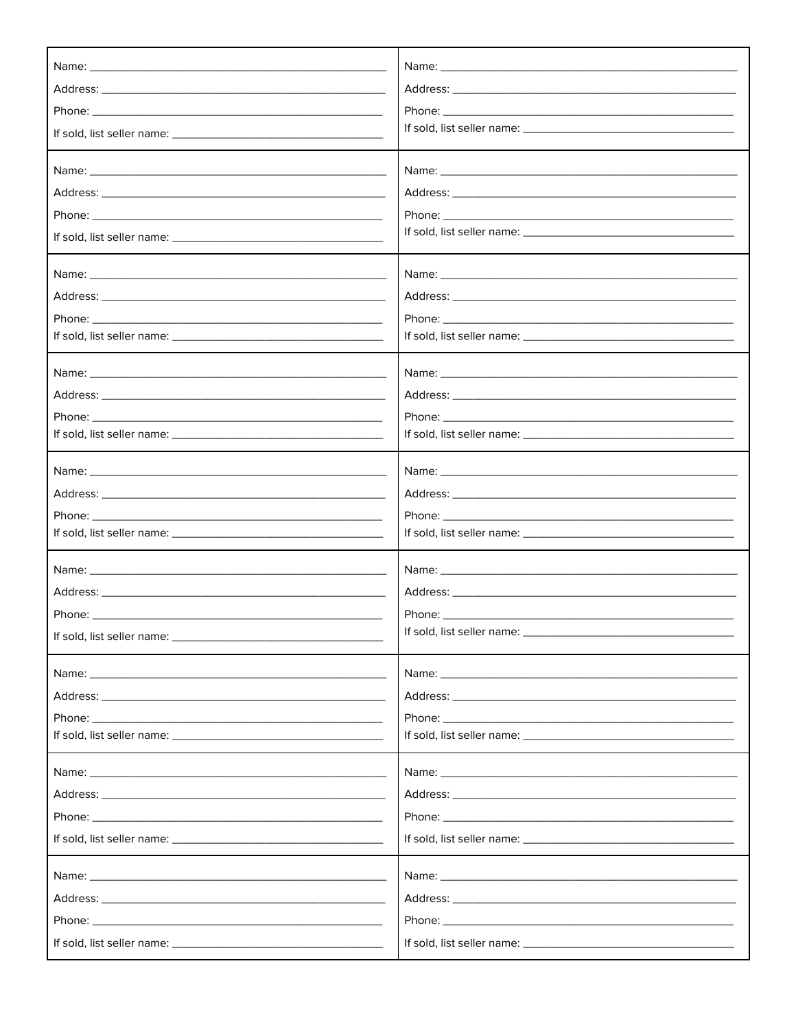| | |
|---|---|
| Name: ______________________________<br>Address: ______________________________<br>Phone: ______________________________<br>If sold, list seller name: ______________________ | Name: ______________________________<br>Address: ______________________________<br>Phone: ______________________________<br>If sold, list seller name: ______________________ |
| Name: ______________________________<br>Address: ______________________________<br>Phone: ______________________________<br>If sold, list seller name: ______________________ | Name: ______________________________<br>Address: ______________________________<br>Phone: ______________________________<br>If sold, list seller name: ______________________ |
| Name: ______________________________<br>Address: ______________________________<br>Phone: ______________________________<br>If sold, list seller name: ______________________ | Name: ______________________________<br>Address: ______________________________<br>Phone: ______________________________<br>If sold, list seller name: ______________________ |
| Name: ______________________________<br>Address: ______________________________<br>Phone: ______________________________<br>If sold, list seller name: ______________________ | Name: ______________________________<br>Address: ______________________________<br>Phone: ______________________________<br>If sold, list seller name: ______________________ |
| Name: ______________________________<br>Address: ______________________________<br>Phone: ______________________________<br>If sold, list seller name: ______________________ | Name: ______________________________<br>Address: ______________________________<br>Phone: ______________________________<br>If sold, list seller name: ______________________ |
| Name: ______________________________<br>Address: ______________________________<br>Phone: ______________________________<br>If sold, list seller name: ______________________ | Name: ______________________________<br>Address: ______________________________<br>Phone: ______________________________<br>If sold, list seller name: ______________________ |
| Name: ______________________________<br>Address: ______________________________<br>Phone: ______________________________<br>If sold, list seller name: ______________________ | Name: ______________________________<br>Address: ______________________________<br>Phone: ______________________________<br>If sold, list seller name: ______________________ |
| Name: ______________________________<br>Address: ______________________________<br>Phone: ______________________________<br>If sold, list seller name: ______________________ | Name: ______________________________<br>Address: ______________________________<br>Phone: ______________________________<br>If sold, list seller name: ______________________ |
| Name: ______________________________<br>Address: ______________________________<br>Phone: ______________________________<br>If sold, list seller name: ______________________ | Name: ______________________________<br>Address: ______________________________<br>Phone: ______________________________<br>If sold, list seller name: ______________________ |